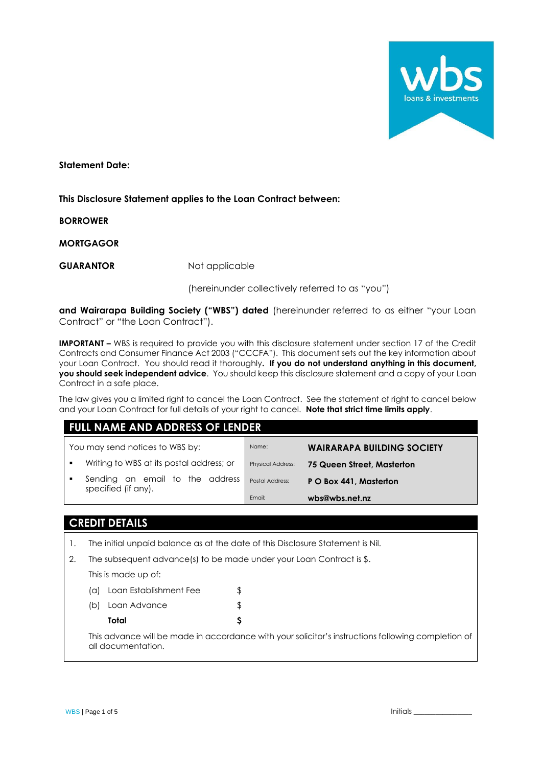**Statement Date:**

**This Disclosure Statement applies to the Loan Contract between:**

**BORROWER**

**MORTGAGOR**

**GUARANTOR** Not applicable

(hereinunder collectively referred to as "you")

**and Wairarapa Building Society ("WBS") dated** (hereinunder referred to as either "your Loan Contract" or "the Loan Contract").

**IMPORTANT –** WBS is required to provide you with this disclosure statement under section 17 of the Credit Contracts and Consumer Finance Act 2003 ("CCCFA"). This document sets out the key information about your Loan Contract. You should read it thoroughly**. If you do not understand anything in this document, you should seek independent advice**. You should keep this disclosure statement and a copy of your Loan Contract in a safe place.

The law gives you a limited right to cancel the Loan Contract. See the statement of right to cancel below and your Loan Contract for full details of your right to cancel. **Note that strict time limits apply**.

## FULL NAME AND ADDRESS OF LENDER

| | | |
|---|---|---|
| You may send notices to WBS by: | Name: | **WAIRARAPA BUILDING SOCIETY** |
| ▪ Writing to WBS at its postal address; or | Physical Address: | **75 Queen Street, Masterton** |
| ▪ Sending an email to the address specified (if any). | Postal Address: | **P O Box 441, Masterton** |
| | Email: | **wbs@wbs.net.nz** |

## CREDIT DETAILS

1. The initial unpaid balance as at the date of this Disclosure Statement is Nil.
2. The subsequent advance(s) to be made under your Loan Contract is $.

   This is made up of:

   | | | |
   |---|---|---|
   | (a) | Loan Establishment Fee | $ |
   | (b) | Loan Advance | $ |
   | | **Total** | **$** |

   This advance will be made in accordance with your solicitor's instructions following completion of all documentation.

Initials _______________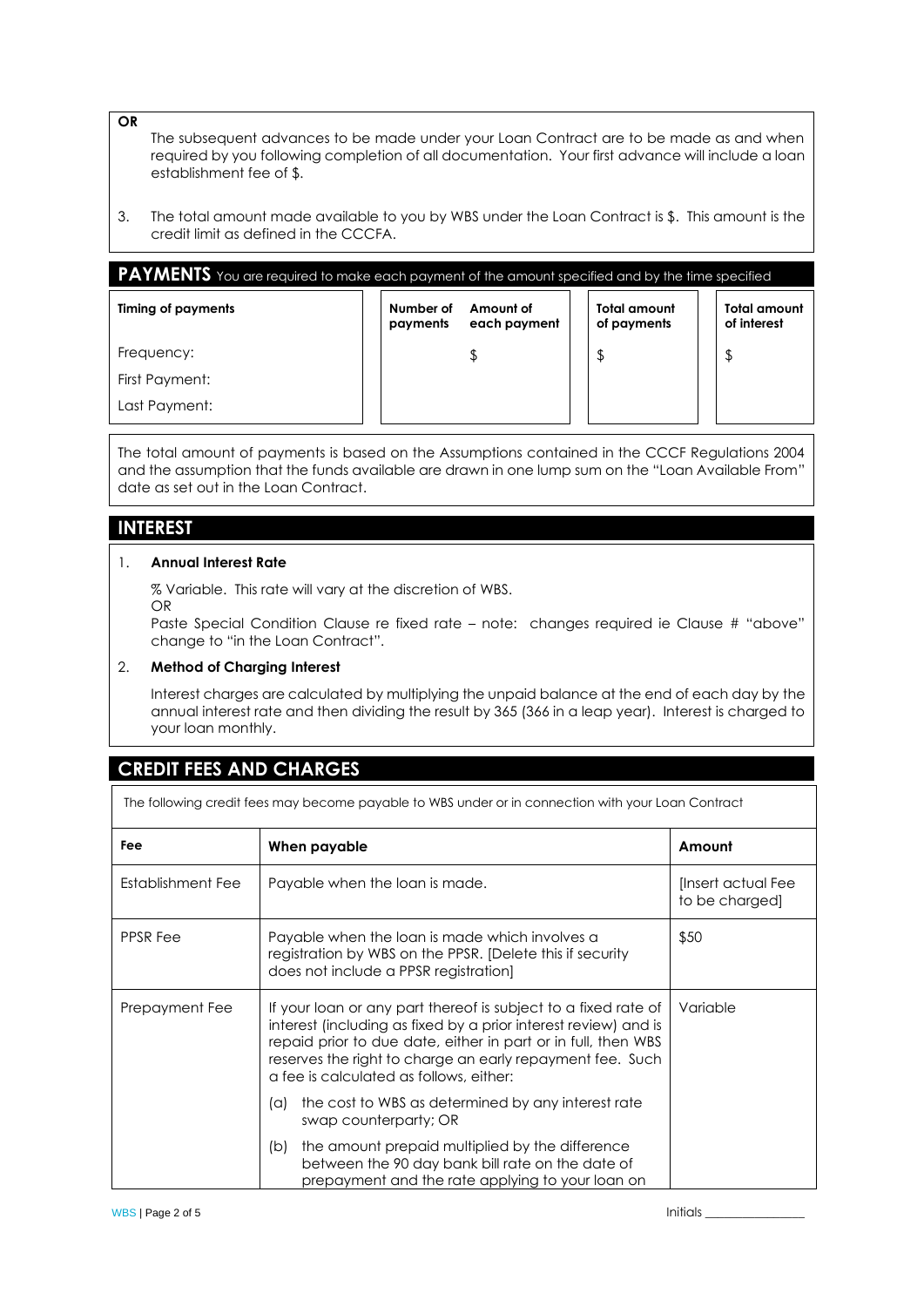**OR**

The subsequent advances to be made under your Loan Contract are to be made as and when required by you following completion of all documentation. Your first advance will include a loan establishment fee of $.

3. The total amount made available to you by WBS under the Loan Contract is $. This amount is the credit limit as defined in the CCCFA.

## PAYMENTS You are required to make each payment of the amount specified and by the time specified

| Timing of payments | Number of payments | Amount of each payment | Total amount of payments | Total amount of interest |
|---|---|---|---|---|
| Frequency: | | $ | $ | $ |
| First Payment: | | | | |
| Last Payment: | | | | |

The total amount of payments is based on the Assumptions contained in the CCCF Regulations 2004 and the assumption that the funds available are drawn in one lump sum on the "Loan Available From" date as set out in the Loan Contract.

## INTEREST

1. **Annual Interest Rate**

   % Variable. This rate will vary at the discretion of WBS.
   OR
   Paste Special Condition Clause re fixed rate – note: changes required ie Clause # "above" change to "in the Loan Contract".

2. **Method of Charging Interest**

   Interest charges are calculated by multiplying the unpaid balance at the end of each day by the annual interest rate and then dividing the result by 365 (366 in a leap year). Interest is charged to your loan monthly.

## CREDIT FEES AND CHARGES

The following credit fees may become payable to WBS under or in connection with your Loan Contract

| Fee | When payable | Amount |
|---|---|---|
| Establishment Fee | Payable when the loan is made. | [Insert actual Fee to be charged] |
| PPSR Fee | Payable when the loan is made which involves a registration by WBS on the PPSR. [Delete this if security does not include a PPSR registration] | $50 |
| Prepayment Fee | If your loan or any part thereof is subject to a fixed rate of interest (including as fixed by a prior interest review) and is repaid prior to due date, either in part or in full, then WBS reserves the right to charge an early repayment fee. Such a fee is calculated as follows, either:<br>(a) the cost to WBS as determined by any interest rate swap counterparty; OR<br>(b) the amount prepaid multiplied by the difference between the 90 day bank bill rate on the date of prepayment and the rate applying to your loan on | Variable |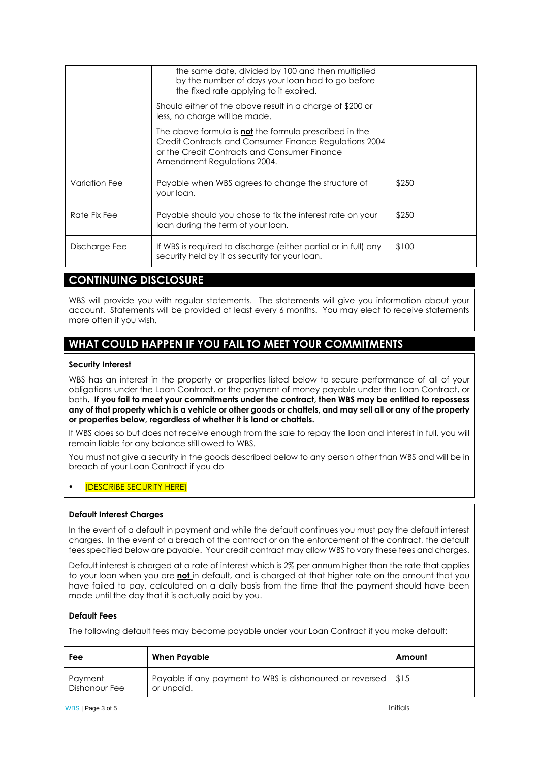| | | |
|---|---|---|
| | the same date, divided by 100 and then multiplied by the number of days your loan had to go before the fixed rate applying to it expired.<br><br>Should either of the above result in a charge of $200 or less, no charge will be made.<br><br>The above formula is **not** the formula prescribed in the Credit Contracts and Consumer Finance Regulations 2004 or the Credit Contracts and Consumer Finance Amendment Regulations 2004. | |
| Variation Fee | Payable when WBS agrees to change the structure of your loan. | $250 |
| Rate Fix Fee | Payable should you chose to fix the interest rate on your loan during the term of your loan. | $250 |
| Discharge Fee | If WBS is required to discharge (either partial or in full) any security held by it as security for your loan. | $100 |

## CONTINUING DISCLOSURE

WBS will provide you with regular statements. The statements will give you information about your account. Statements will be provided at least every 6 months. You may elect to receive statements more often if you wish.

## WHAT COULD HAPPEN IF YOU FAIL TO MEET YOUR COMMITMENTS

### Security Interest

WBS has an interest in the property or properties listed below to secure performance of all of your obligations under the Loan Contract, or the payment of money payable under the Loan Contract, or both. **If you fail to meet your commitments under the contract, then WBS may be entitled to repossess any of that property which is a vehicle or other goods or chattels, and may sell all or any of the property or properties below, regardless of whether it is land or chattels.**

If WBS does so but does not receive enough from the sale to repay the loan and interest in full, you will remain liable for any balance still owed to WBS.

You must not give a security in the goods described below to any person other than WBS and will be in breach of your Loan Contract if you do

- [DESCRIBE SECURITY HERE]

### Default Interest Charges

In the event of a default in payment and while the default continues you must pay the default interest charges. In the event of a breach of the contract or on the enforcement of the contract, the default fees specified below are payable. Your credit contract may allow WBS to vary these fees and charges.

Default interest is charged at a rate of interest which is 2% per annum higher than the rate that applies to your loan when you are **not** in default, and is charged at that higher rate on the amount that you have failed to pay, calculated on a daily basis from the time that the payment should have been made until the day that it is actually paid by you.

### Default Fees

The following default fees may become payable under your Loan Contract if you make default:

| Fee | When Payable | Amount |
|---|---|---|
| Payment Dishonour Fee | Payable if any payment to WBS is dishonoured or reversed or unpaid. | $15 |

Initials _______________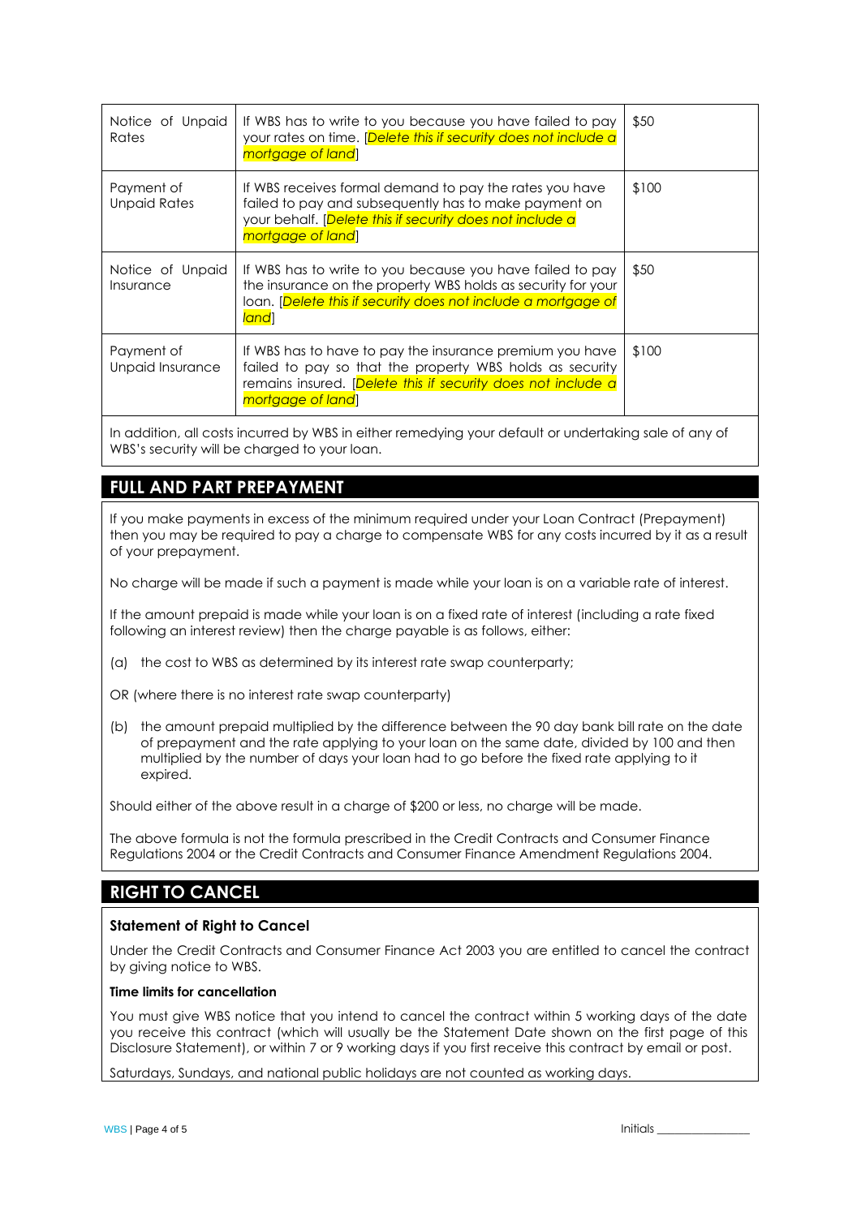| | | |
|---|---|---|
| Notice of Unpaid Rates | If WBS has to write to you because you have failed to pay your rates on time. [*Delete this if security does not include a mortgage of land*] | $50 |
| Payment of Unpaid Rates | If WBS receives formal demand to pay the rates you have failed to pay and subsequently has to make payment on your behalf. [*Delete this if security does not include a mortgage of land*] | $100 |
| Notice of Unpaid Insurance | If WBS has to write to you because you have failed to pay the insurance on the property WBS holds as security for your loan. [*Delete this if security does not include a mortgage of land*] | $50 |
| Payment of Unpaid Insurance | If WBS has to have to pay the insurance premium you have failed to pay so that the property WBS holds as security remains insured. [*Delete this if security does not include a mortgage of land*] | $100 |

In addition, all costs incurred by WBS in either remedying your default or undertaking sale of any of WBS's security will be charged to your loan.

## FULL AND PART PREPAYMENT

If you make payments in excess of the minimum required under your Loan Contract (Prepayment) then you may be required to pay a charge to compensate WBS for any costs incurred by it as a result of your prepayment.

No charge will be made if such a payment is made while your loan is on a variable rate of interest.

If the amount prepaid is made while your loan is on a fixed rate of interest (including a rate fixed following an interest review) then the charge payable is as follows, either:

(a) the cost to WBS as determined by its interest rate swap counterparty;

OR (where there is no interest rate swap counterparty)

(b) the amount prepaid multiplied by the difference between the 90 day bank bill rate on the date of prepayment and the rate applying to your loan on the same date, divided by 100 and then multiplied by the number of days your loan had to go before the fixed rate applying to it expired.

Should either of the above result in a charge of $200 or less, no charge will be made.

The above formula is not the formula prescribed in the Credit Contracts and Consumer Finance Regulations 2004 or the Credit Contracts and Consumer Finance Amendment Regulations 2004.

## RIGHT TO CANCEL

### Statement of Right to Cancel

Under the Credit Contracts and Consumer Finance Act 2003 you are entitled to cancel the contract by giving notice to WBS.

**Time limits for cancellation**

You must give WBS notice that you intend to cancel the contract within 5 working days of the date you receive this contract (which will usually be the Statement Date shown on the first page of this Disclosure Statement), or within 7 or 9 working days if you first receive this contract by email or post.

Saturdays, Sundays, and national public holidays are not counted as working days.

Initials _______________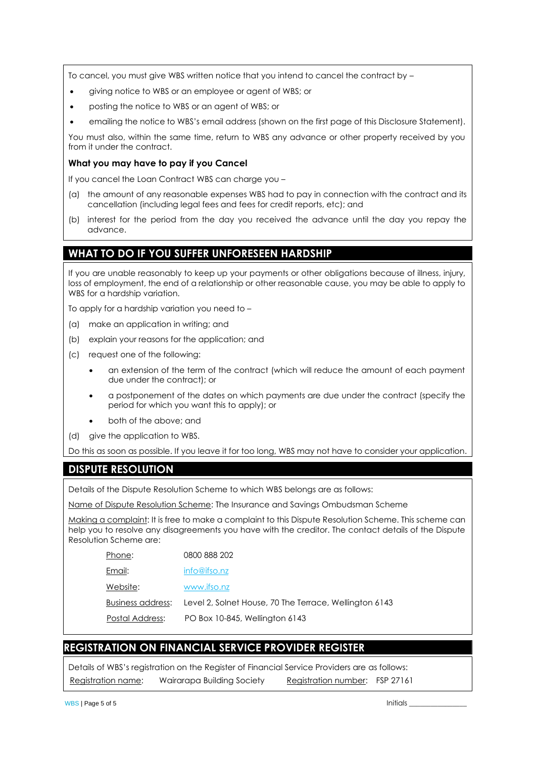To cancel, you must give WBS written notice that you intend to cancel the contract by –

- giving notice to WBS or an employee or agent of WBS; or
- posting the notice to WBS or an agent of WBS; or
- emailing the notice to WBS's email address (shown on the first page of this Disclosure Statement).

You must also, within the same time, return to WBS any advance or other property received by you from it under the contract.

**What you may have to pay if you Cancel**

If you cancel the Loan Contract WBS can charge you –

(a) the amount of any reasonable expenses WBS had to pay in connection with the contract and its cancellation (including legal fees and fees for credit reports, etc); and

(b) interest for the period from the day you received the advance until the day you repay the advance.

## WHAT TO DO IF YOU SUFFER UNFORESEEN HARDSHIP

If you are unable reasonably to keep up your payments or other obligations because of illness, injury, loss of employment, the end of a relationship or other reasonable cause, you may be able to apply to WBS for a hardship variation.

To apply for a hardship variation you need to –

(a) make an application in writing; and

(b) explain your reasons for the application; and

(c) request one of the following:
   - an extension of the term of the contract (which will reduce the amount of each payment due under the contract); or
   - a postponement of the dates on which payments are due under the contract (specify the period for which you want this to apply); or
   - both of the above; and

(d) give the application to WBS.

Do this as soon as possible. If you leave it for too long, WBS may not have to consider your application.

## DISPUTE RESOLUTION

Details of the Dispute Resolution Scheme to which WBS belongs are as follows:

Name of Dispute Resolution Scheme: The Insurance and Savings Ombudsman Scheme

Making a complaint: It is free to make a complaint to this Dispute Resolution Scheme. This scheme can help you to resolve any disagreements you have with the creditor. The contact details of the Dispute Resolution Scheme are:

| | |
|---|---|
| Phone: | 0800 888 202 |
| Email: | info@ifso.nz |
| Website: | www.ifso.nz |
| Business address: | Level 2, Solnet House, 70 The Terrace, Wellington 6143 |
| Postal Address: | PO Box 10-845, Wellington 6143 |

## REGISTRATION ON FINANCIAL SERVICE PROVIDER REGISTER

Details of WBS's registration on the Register of Financial Service Providers are as follows:

Registration name: Wairarapa Building Society     Registration number: FSP 27161

Initials _______________